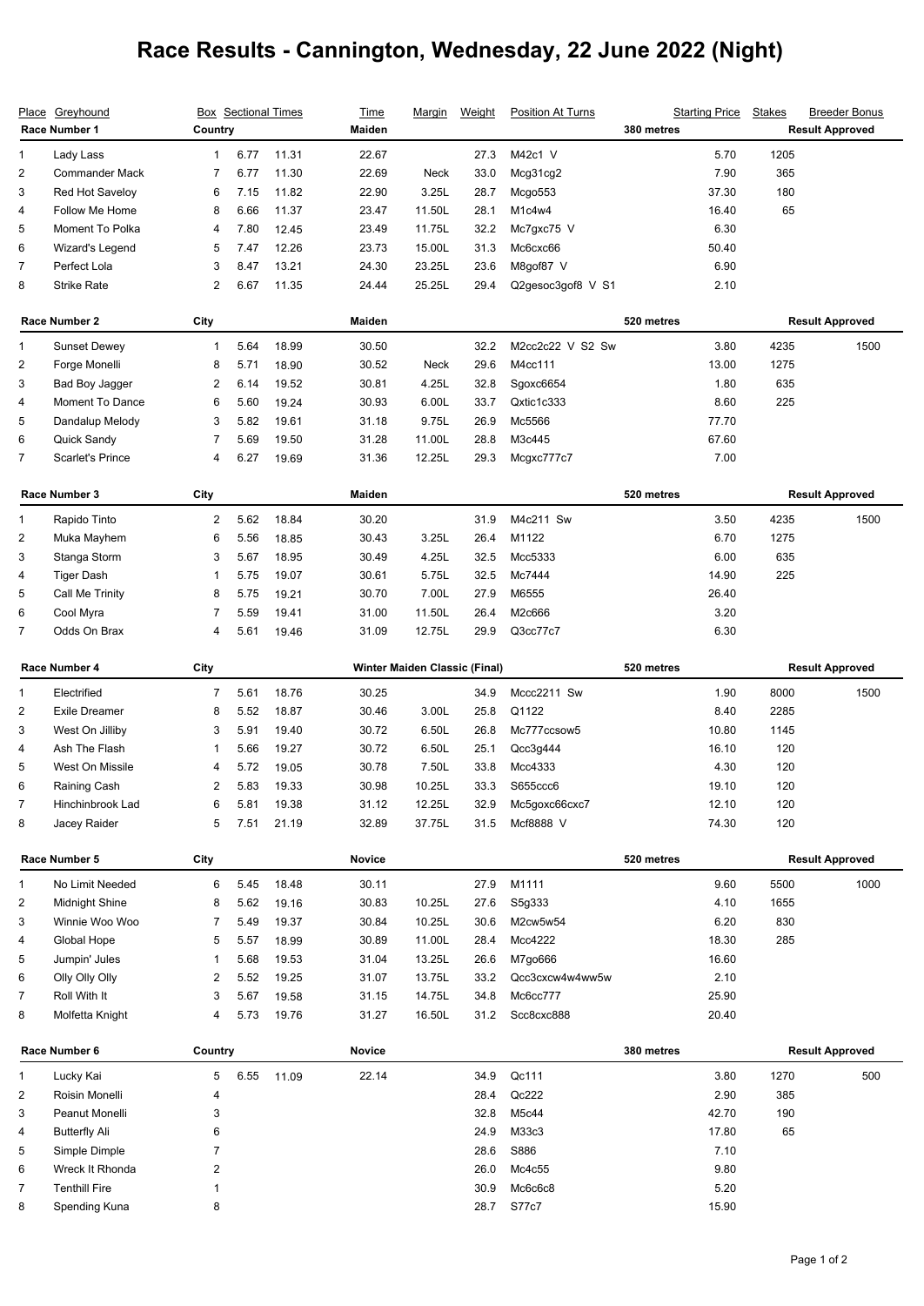# Race Results - Cannington, Wednesday, 22 June 2022 (Night)

| Place | Greyhound | Box | Sectional Times | | Time | Margin | Weight | Position At Turns | Starting Price | Stakes | Breeder Bonus |
|---|---|---|---|---|---|---|---|---|---|---|---|
| **Race Number 1** | | **Country** | | | **Maiden** | | | **380 metres** | | **Result Approved** | |
| 1 | Lady Lass | 1 | 6.77 | 11.31 | 22.67 | | 27.3 | M42c1 V | 5.70 | 1205 | |
| 2 | Commander Mack | 7 | 6.77 | 11.30 | 22.69 | Neck | 33.0 | Mcg31cg2 | 7.90 | 365 | |
| 3 | Red Hot Saveloy | 6 | 7.15 | 11.82 | 22.90 | 3.25L | 28.7 | Mcgo553 | 37.30 | 180 | |
| 4 | Follow Me Home | 8 | 6.66 | 11.37 | 23.47 | 11.50L | 28.1 | M1c4w4 | 16.40 | 65 | |
| 5 | Moment To Polka | 4 | 7.80 | 12.45 | 23.49 | 11.75L | 32.2 | Mc7gxc75 V | 6.30 | | |
| 6 | Wizard's Legend | 5 | 7.47 | 12.26 | 23.73 | 15.00L | 31.3 | Mc6cxc66 | 50.40 | | |
| 7 | Perfect Lola | 3 | 8.47 | 13.21 | 24.30 | 23.25L | 23.6 | M8gof87 V | 6.90 | | |
| 8 | Strike Rate | 2 | 6.67 | 11.35 | 24.44 | 25.25L | 29.4 | Q2gesoc3gof8 V S1 | 2.10 | | |
| **Race Number 2** | | **City** | | | **Maiden** | | | **520 metres** | | **Result Approved** | |
| 1 | Sunset Dewey | 1 | 5.64 | 18.99 | 30.50 | | 32.2 | M2cc2c22 V S2 Sw | 3.80 | 4235 | 1500 |
| 2 | Forge Monelli | 8 | 5.71 | 18.90 | 30.52 | Neck | 29.6 | M4cc111 | 13.00 | 1275 | |
| 3 | Bad Boy Jagger | 2 | 6.14 | 19.52 | 30.81 | 4.25L | 32.8 | Sgoxc6654 | 1.80 | 635 | |
| 4 | Moment To Dance | 6 | 5.60 | 19.24 | 30.93 | 6.00L | 33.7 | Qxtic1c333 | 8.60 | 225 | |
| 5 | Dandalup Melody | 3 | 5.82 | 19.61 | 31.18 | 9.75L | 26.9 | Mc5566 | 77.70 | | |
| 6 | Quick Sandy | 7 | 5.69 | 19.50 | 31.28 | 11.00L | 28.8 | M3c445 | 67.60 | | |
| 7 | Scarlet's Prince | 4 | 6.27 | 19.69 | 31.36 | 12.25L | 29.3 | Mcgxc777c7 | 7.00 | | |
| **Race Number 3** | | **City** | | | **Maiden** | | | **520 metres** | | **Result Approved** | |
| 1 | Rapido Tinto | 2 | 5.62 | 18.84 | 30.20 | | 31.9 | M4c211 Sw | 3.50 | 4235 | 1500 |
| 2 | Muka Mayhem | 6 | 5.56 | 18.85 | 30.43 | 3.25L | 26.4 | M1122 | 6.70 | 1275 | |
| 3 | Stanga Storm | 3 | 5.67 | 18.95 | 30.49 | 4.25L | 32.5 | Mcc5333 | 6.00 | 635 | |
| 4 | Tiger Dash | 1 | 5.75 | 19.07 | 30.61 | 5.75L | 32.5 | Mc7444 | 14.90 | 225 | |
| 5 | Call Me Trinity | 8 | 5.75 | 19.21 | 30.70 | 7.00L | 27.9 | M6555 | 26.40 | | |
| 6 | Cool Myra | 7 | 5.59 | 19.41 | 31.00 | 11.50L | 26.4 | M2c666 | 3.20 | | |
| 7 | Odds On Brax | 4 | 5.61 | 19.46 | 31.09 | 12.75L | 29.9 | Q3cc77c7 | 6.30 | | |
| **Race Number 4** | | **City** | | | **Winter Maiden Classic (Final)** | | | **520 metres** | | **Result Approved** | |
| 1 | Electrified | 7 | 5.61 | 18.76 | 30.25 | | 34.9 | Mccc2211 Sw | 1.90 | 8000 | 1500 |
| 2 | Exile Dreamer | 8 | 5.52 | 18.87 | 30.46 | 3.00L | 25.8 | Q1122 | 8.40 | 2285 | |
| 3 | West On Jilliby | 3 | 5.91 | 19.40 | 30.72 | 6.50L | 26.8 | Mc777ccsow5 | 10.80 | 1145 | |
| 4 | Ash The Flash | 1 | 5.66 | 19.27 | 30.72 | 6.50L | 25.1 | Qcc3g444 | 16.10 | 120 | |
| 5 | West On Missile | 4 | 5.72 | 19.05 | 30.78 | 7.50L | 33.8 | Mcc4333 | 4.30 | 120 | |
| 6 | Raining Cash | 2 | 5.83 | 19.33 | 30.98 | 10.25L | 33.3 | S655ccc6 | 19.10 | 120 | |
| 7 | Hinchinbrook Lad | 6 | 5.81 | 19.38 | 31.12 | 12.25L | 32.9 | Mc5goxc66cxc7 | 12.10 | 120 | |
| 8 | Jacey Raider | 5 | 7.51 | 21.19 | 32.89 | 37.75L | 31.5 | Mcf8888 V | 74.30 | 120 | |
| **Race Number 5** | | **City** | | | **Novice** | | | **520 metres** | | **Result Approved** | |
| 1 | No Limit Needed | 6 | 5.45 | 18.48 | 30.11 | | 27.9 | M1111 | 9.60 | 5500 | 1000 |
| 2 | Midnight Shine | 8 | 5.62 | 19.16 | 30.83 | 10.25L | 27.6 | S5g333 | 4.10 | 1655 | |
| 3 | Winnie Woo Woo | 7 | 5.49 | 19.37 | 30.84 | 10.25L | 30.6 | M2cw5w54 | 6.20 | 830 | |
| 4 | Global Hope | 5 | 5.57 | 18.99 | 30.89 | 11.00L | 28.4 | Mcc4222 | 18.30 | 285 | |
| 5 | Jumpin' Jules | 1 | 5.68 | 19.53 | 31.04 | 13.25L | 26.6 | M7go666 | 16.60 | | |
| 6 | Olly Olly Olly | 2 | 5.52 | 19.25 | 31.07 | 13.75L | 33.2 | Qcc3cxcw4w4ww5w | 2.10 | | |
| 7 | Roll With It | 3 | 5.67 | 19.58 | 31.15 | 14.75L | 34.8 | Mc6cc777 | 25.90 | | |
| 8 | Molfetta Knight | 4 | 5.73 | 19.76 | 31.27 | 16.50L | 31.2 | Scc8cxc888 | 20.40 | | |
| **Race Number 6** | | **Country** | | | **Novice** | | | **380 metres** | | **Result Approved** | |
| 1 | Lucky Kai | 5 | 6.55 | 11.09 | 22.14 | | 34.9 | Qc111 | 3.80 | 1270 | 500 |
| 2 | Roisin Monelli | 4 | | | | | 28.4 | Qc222 | 2.90 | 385 | |
| 3 | Peanut Monelli | 3 | | | | | 32.8 | M5c44 | 42.70 | 190 | |
| 4 | Butterfly Ali | 6 | | | | | 24.9 | M33c3 | 17.80 | 65 | |
| 5 | Simple Dimple | 7 | | | | | 28.6 | S886 | 7.10 | | |
| 6 | Wreck It Rhonda | 2 | | | | | 26.0 | Mc4c55 | 9.80 | | |
| 7 | Tenthill Fire | 1 | | | | | 30.9 | Mc6c6c8 | 5.20 | | |
| 8 | Spending Kuna | 8 | | | | | 28.7 | S77c7 | 15.90 | | |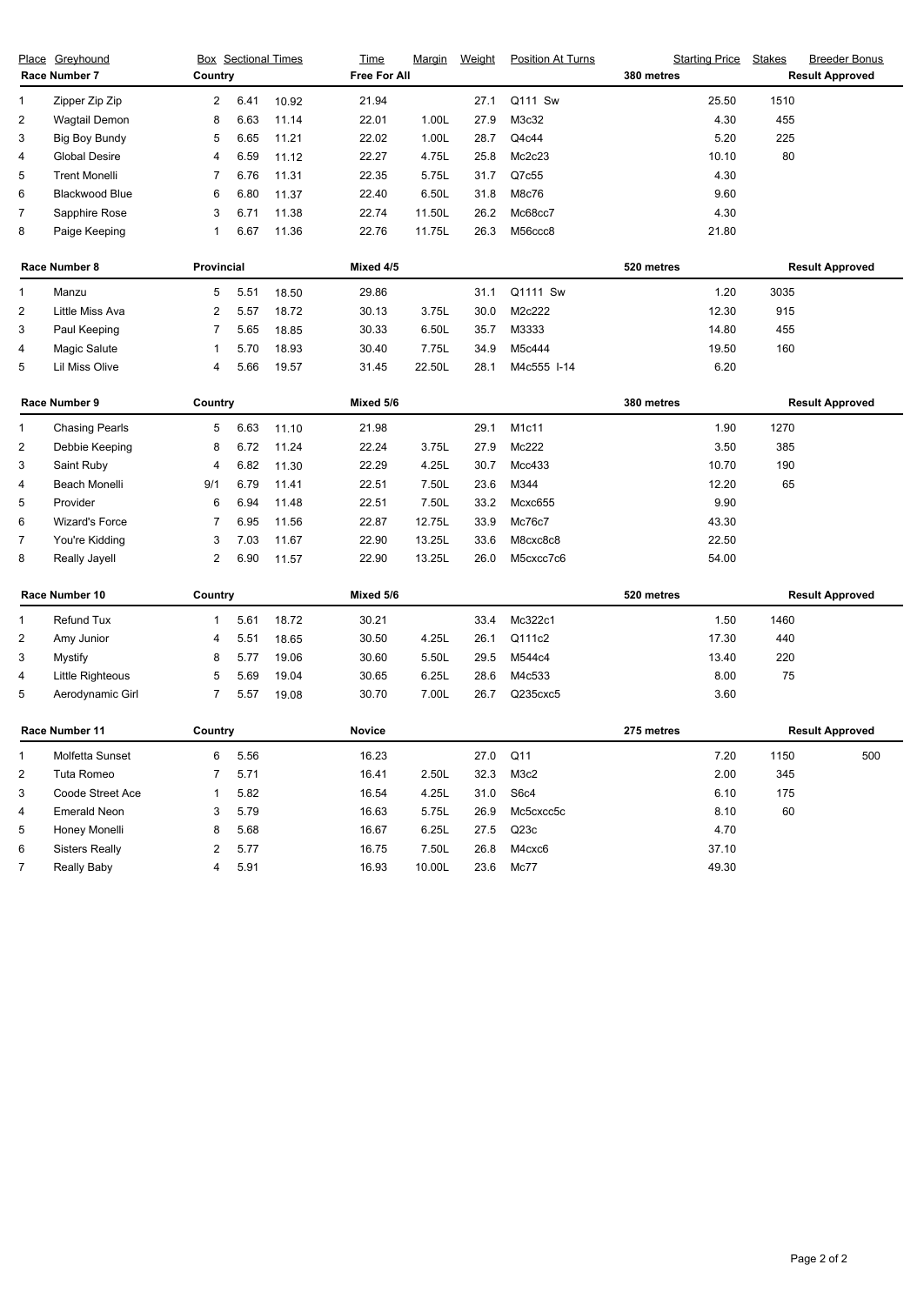| Place | Greyhound | Box | Sectional Times | | Time | Margin | Weight | Position At Turns | Starting Price | Stakes | Breeder Bonus |
|---|---|---|---|---|---|---|---|---|---|---|---|
| **Race Number 7** | | **Country** | | | **Free For All** | | | | **380 metres** | | **Result Approved** |
| 1 | Zipper Zip Zip | 2 | 6.41 | 10.92 | 21.94 | | 27.1 | Q111 Sw | 25.50 | 1510 | |
| 2 | Wagtail Demon | 8 | 6.63 | 11.14 | 22.01 | 1.00L | 27.9 | M3c32 | 4.30 | 455 | |
| 3 | Big Boy Bundy | 5 | 6.65 | 11.21 | 22.02 | 1.00L | 28.7 | Q4c44 | 5.20 | 225 | |
| 4 | Global Desire | 4 | 6.59 | 11.12 | 22.27 | 4.75L | 25.8 | Mc2c23 | 10.10 | 80 | |
| 5 | Trent Monelli | 7 | 6.76 | 11.31 | 22.35 | 5.75L | 31.7 | Q7c55 | 4.30 | | |
| 6 | Blackwood Blue | 6 | 6.80 | 11.37 | 22.40 | 6.50L | 31.8 | M8c76 | 9.60 | | |
| 7 | Sapphire Rose | 3 | 6.71 | 11.38 | 22.74 | 11.50L | 26.2 | Mc68cc7 | 4.30 | | |
| 8 | Paige Keeping | 1 | 6.67 | 11.36 | 22.76 | 11.75L | 26.3 | M56ccc8 | 21.80 | | |
| **Race Number 8** | | **Provincial** | | | **Mixed 4/5** | | | | **520 metres** | | **Result Approved** |
| 1 | Manzu | 5 | 5.51 | 18.50 | 29.86 | | 31.1 | Q1111 Sw | 1.20 | 3035 | |
| 2 | Little Miss Ava | 2 | 5.57 | 18.72 | 30.13 | 3.75L | 30.0 | M2c222 | 12.30 | 915 | |
| 3 | Paul Keeping | 7 | 5.65 | 18.85 | 30.33 | 6.50L | 35.7 | M3333 | 14.80 | 455 | |
| 4 | Magic Salute | 1 | 5.70 | 18.93 | 30.40 | 7.75L | 34.9 | M5c444 | 19.50 | 160 | |
| 5 | Lil Miss Olive | 4 | 5.66 | 19.57 | 31.45 | 22.50L | 28.1 | M4c555 I-14 | 6.20 | | |
| **Race Number 9** | | **Country** | | | **Mixed 5/6** | | | | **380 metres** | | **Result Approved** |
| 1 | Chasing Pearls | 5 | 6.63 | 11.10 | 21.98 | | 29.1 | M1c11 | 1.90 | 1270 | |
| 2 | Debbie Keeping | 8 | 6.72 | 11.24 | 22.24 | 3.75L | 27.9 | Mc222 | 3.50 | 385 | |
| 3 | Saint Ruby | 4 | 6.82 | 11.30 | 22.29 | 4.25L | 30.7 | Mcc433 | 10.70 | 190 | |
| 4 | Beach Monelli | 9/1 | 6.79 | 11.41 | 22.51 | 7.50L | 23.6 | M344 | 12.20 | 65 | |
| 5 | Provider | 6 | 6.94 | 11.48 | 22.51 | 7.50L | 33.2 | Mcxc655 | 9.90 | | |
| 6 | Wizard's Force | 7 | 6.95 | 11.56 | 22.87 | 12.75L | 33.9 | Mc76c7 | 43.30 | | |
| 7 | You're Kidding | 3 | 7.03 | 11.67 | 22.90 | 13.25L | 33.6 | M8cxc8c8 | 22.50 | | |
| 8 | Really Jayell | 2 | 6.90 | 11.57 | 22.90 | 13.25L | 26.0 | M5cxcc7c6 | 54.00 | | |
| **Race Number 10** | | **Country** | | | **Mixed 5/6** | | | | **520 metres** | | **Result Approved** |
| 1 | Refund Tux | 1 | 5.61 | 18.72 | 30.21 | | 33.4 | Mc322c1 | 1.50 | 1460 | |
| 2 | Amy Junior | 4 | 5.51 | 18.65 | 30.50 | 4.25L | 26.1 | Q111c2 | 17.30 | 440 | |
| 3 | Mystify | 8 | 5.77 | 19.06 | 30.60 | 5.50L | 29.5 | M544c4 | 13.40 | 220 | |
| 4 | Little Righteous | 5 | 5.69 | 19.04 | 30.65 | 6.25L | 28.6 | M4c533 | 8.00 | 75 | |
| 5 | Aerodynamic Girl | 7 | 5.57 | 19.08 | 30.70 | 7.00L | 26.7 | Q235cxc5 | 3.60 | | |
| **Race Number 11** | | **Country** | | | **Novice** | | | | **275 metres** | | **Result Approved** |
| 1 | Molfetta Sunset | 6 | 5.56 | | 16.23 | | 27.0 | Q11 | 7.20 | 1150 | 500 |
| 2 | Tuta Romeo | 7 | 5.71 | | 16.41 | 2.50L | 32.3 | M3c2 | 2.00 | 345 | |
| 3 | Coode Street Ace | 1 | 5.82 | | 16.54 | 4.25L | 31.0 | S6c4 | 6.10 | 175 | |
| 4 | Emerald Neon | 3 | 5.79 | | 16.63 | 5.75L | 26.9 | Mc5cxcc5c | 8.10 | 60 | |
| 5 | Honey Monelli | 8 | 5.68 | | 16.67 | 6.25L | 27.5 | Q23c | 4.70 | | |
| 6 | Sisters Really | 2 | 5.77 | | 16.75 | 7.50L | 26.8 | M4cxc6 | 37.10 | | |
| 7 | Really Baby | 4 | 5.91 | | 16.93 | 10.00L | 23.6 | Mc77 | 49.30 | | |